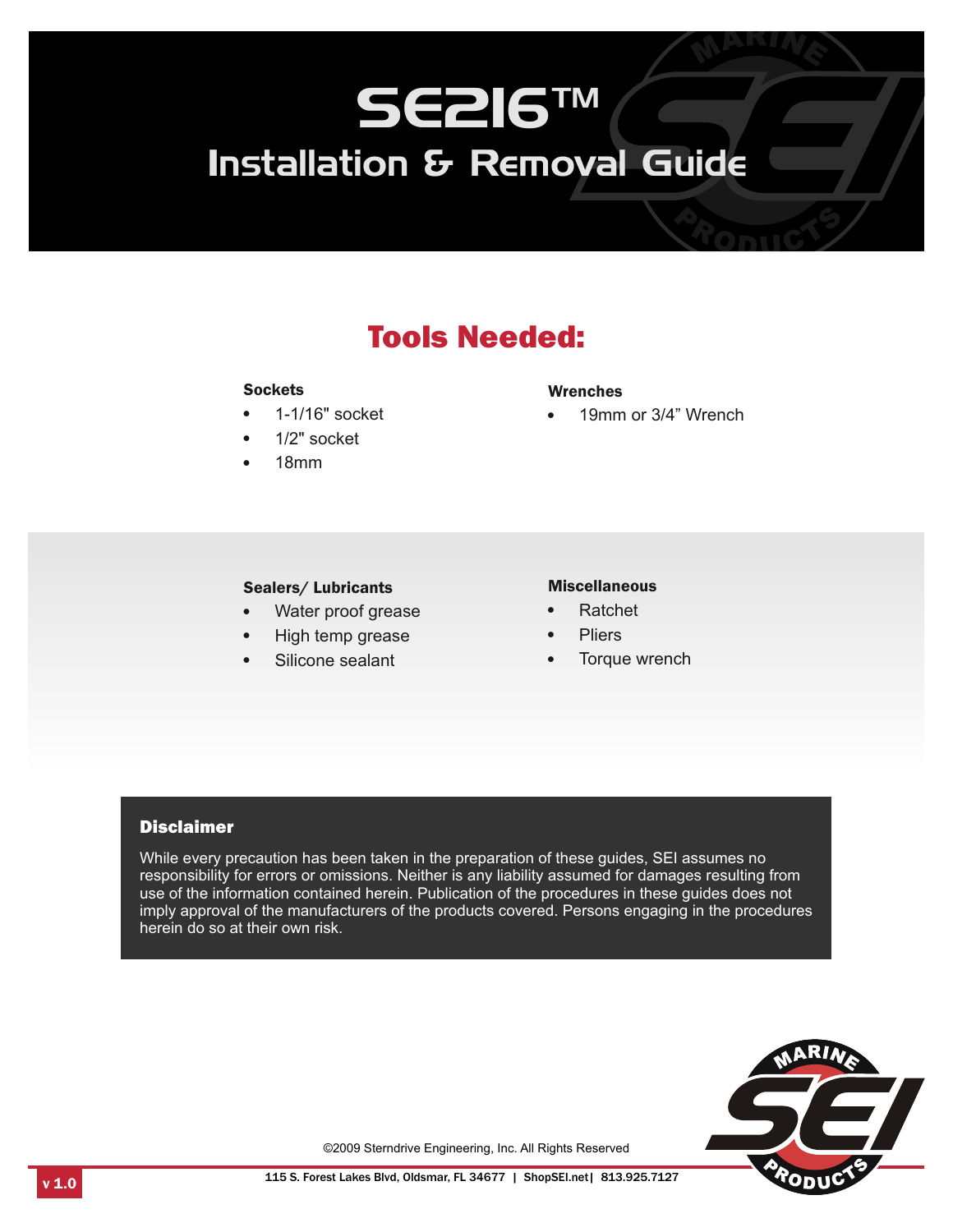# SE216™

## Installation & Removal Guide

## Tools Needed:

**Sockets**

- 1-1/16" socket
- 1/2" socket
- 18mm

**Wrenches**

- 19mm or 3/4" Wrench

**Sealers/ Lubricants**

- Water proof grease
- High temp grease
- Silicone sealant

**Miscellaneous**

- Ratchet
- Pliers
- Torque wrench

### Disclaimer

While every precaution has been taken in the preparation of these guides, SEI assumes no responsibility for errors or omissions. Neither is any liability assumed for damages resulting from use of the information contained herein. Publication of the procedures in these guides does not imply approval of the manufacturers of the products covered. Persons engaging in the procedures herein do so at their own risk.

©2009 Sterndrive Engineering, Inc. All Rights Reserved

v 1.0

115 S. Forest Lakes Blvd, Oldsmar, FL 34677 | ShopSEI.net | 813.925.7127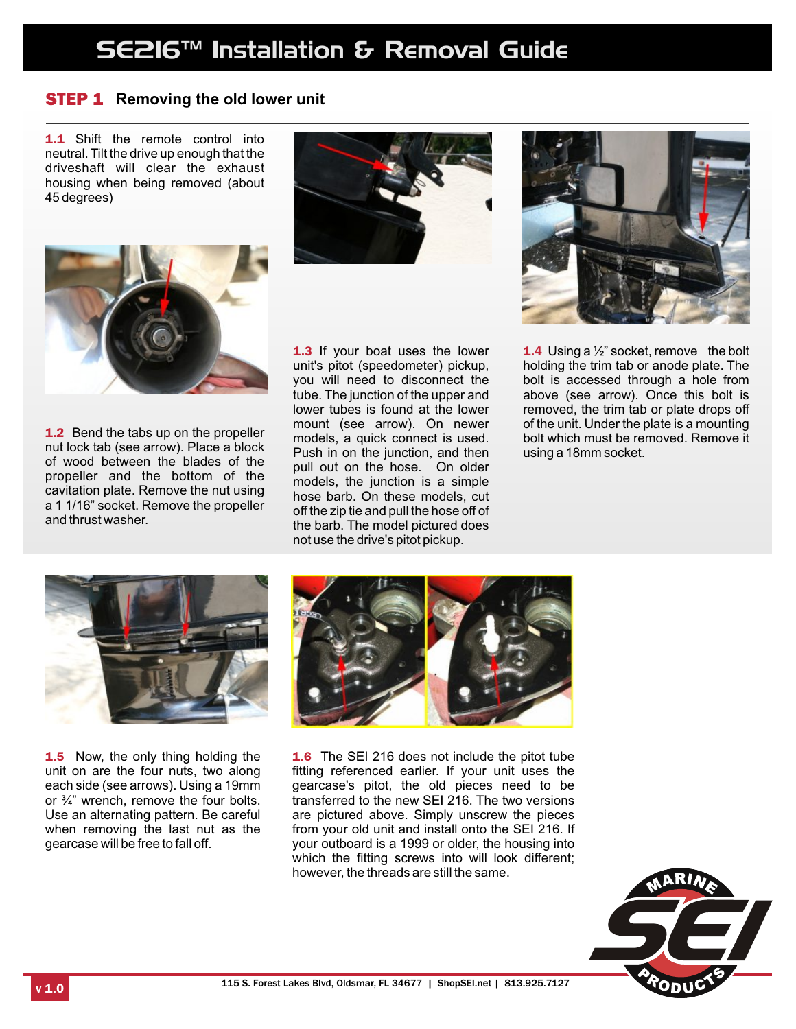# SE216™ Installation & Removal Guide

## STEP 1 Removing the old lower unit

**1.1** Shift the remote control into neutral. Tilt the drive up enough that the driveshaft will clear the exhaust housing when being removed (about 45 degrees)

**1.2** Bend the tabs up on the propeller nut lock tab (see arrow). Place a block of wood between the blades of the propeller and the bottom of the cavitation plate. Remove the nut using a 1 1/16" socket. Remove the propeller and thrust washer.

**1.3** If your boat uses the lower unit's pitot (speedometer) pickup, you will need to disconnect the tube. The junction of the upper and lower tubes is found at the lower mount (see arrow). On newer models, a quick connect is used. Push in on the junction, and then pull out on the hose. On older models, the junction is a simple hose barb. On these models, cut off the zip tie and pull the hose off of the barb. The model pictured does not use the drive's pitot pickup.

**1.4** Using a ½" socket, remove the bolt holding the trim tab or anode plate. The bolt is accessed through a hole from above (see arrow). Once this bolt is removed, the trim tab or plate drops off of the unit. Under the plate is a mounting bolt which must be removed. Remove it using a 18mm socket.

**1.5** Now, the only thing holding the unit on are the four nuts, two along each side (see arrows). Using a 19mm or ¾" wrench, remove the four bolts. Use an alternating pattern. Be careful when removing the last nut as the gearcase will be free to fall off.

**1.6** The SEI 216 does not include the pitot tube fitting referenced earlier. If your unit uses the gearcase's pitot, the old pieces need to be transferred to the new SEI 216. The two versions are pictured above. Simply unscrew the pieces from your old unit and install onto the SEI 216. If your outboard is a 1999 or older, the housing into which the fitting screws into will look different; however, the threads are still the same.

115 S. Forest Lakes Blvd, Oldsmar, FL 34677 | ShopSEI.net | 813.925.7127

v 1.0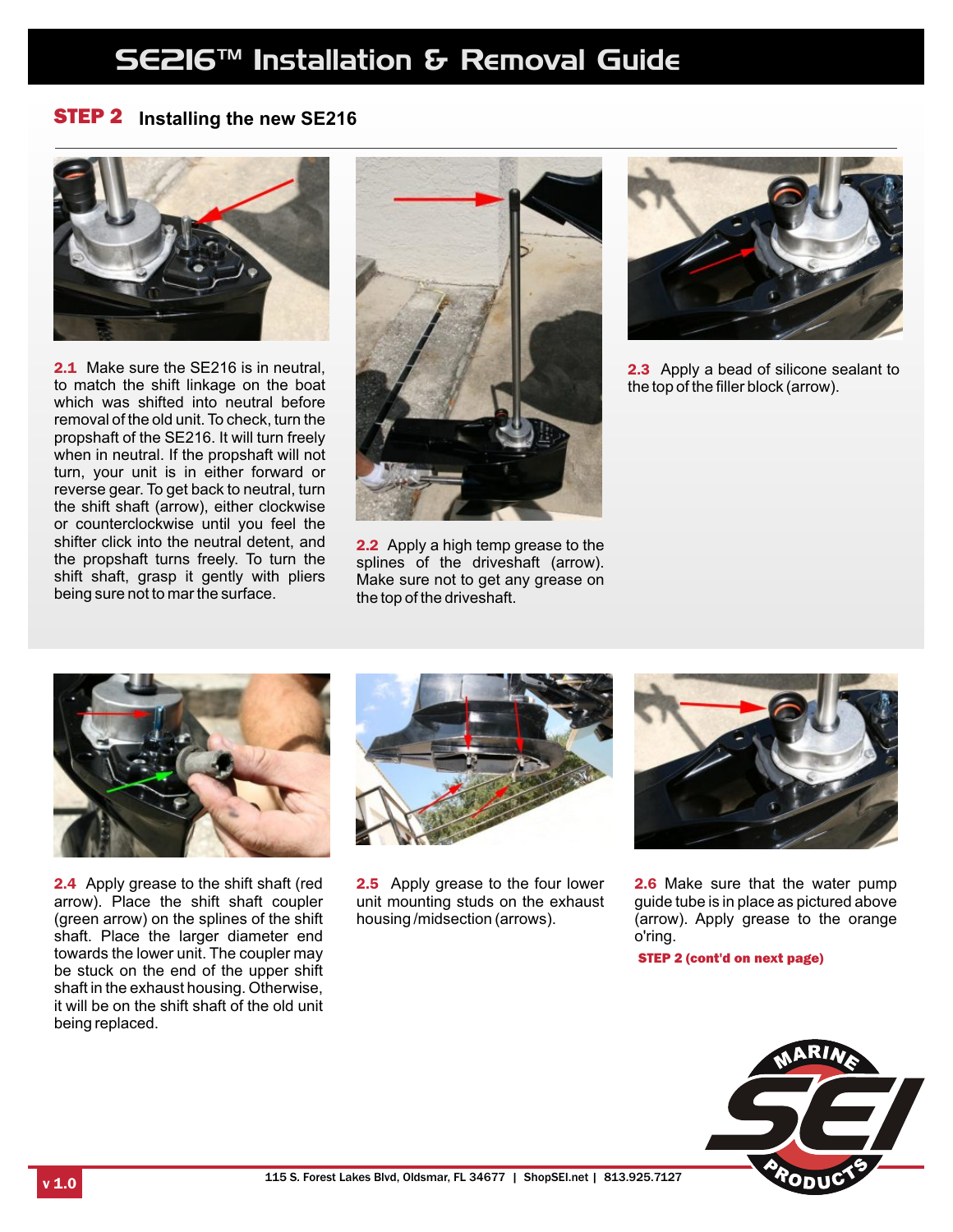# SE216™ Installation & Removal Guide

## STEP 2 Installing the new SE216

**2.1** Make sure the SE216 is in neutral, to match the shift linkage on the boat which was shifted into neutral before removal of the old unit. To check, turn the propshaft of the SE216. It will turn freely when in neutral. If the propshaft will not turn, your unit is in either forward or reverse gear. To get back to neutral, turn the shift shaft (arrow), either clockwise or counterclockwise until you feel the shifter click into the neutral detent, and the propshaft turns freely. To turn the shift shaft, grasp it gently with pliers being sure not to mar the surface.

**2.2** Apply a high temp grease to the splines of the driveshaft (arrow). Make sure not to get any grease on the top of the driveshaft.

**2.3** Apply a bead of silicone sealant to the top of the filler block (arrow).

**2.4** Apply grease to the shift shaft (red arrow). Place the shift shaft coupler (green arrow) on the splines of the shift shaft. Place the larger diameter end towards the lower unit. The coupler may be stuck on the end of the upper shift shaft in the exhaust housing. Otherwise, it will be on the shift shaft of the old unit being replaced.

**2.5** Apply grease to the four lower unit mounting studs on the exhaust housing /midsection (arrows).

**2.6** Make sure that the water pump guide tube is in place as pictured above (arrow). Apply grease to the orange o'ring.

**STEP 2 (cont'd on next page)**

v 1.0

115 S. Forest Lakes Blvd, Oldsmar, FL 34677 | ShopSEI.net | 813.925.7127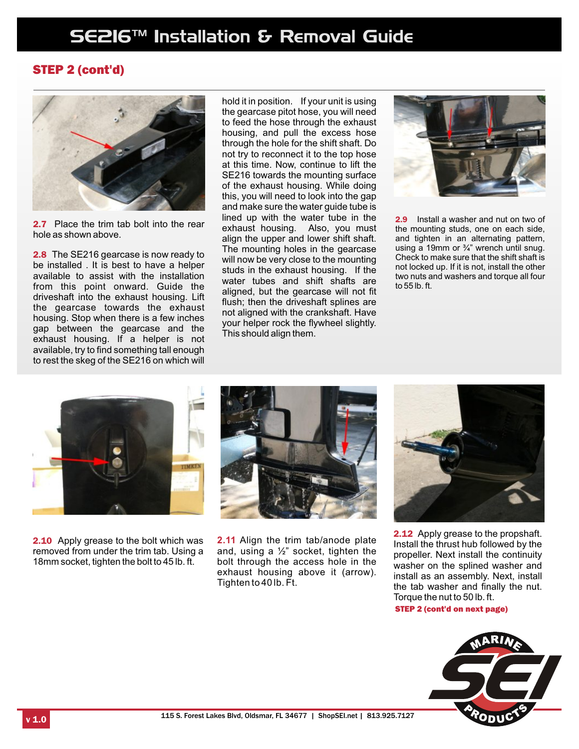# SE216™ Installation & Removal Guide

## STEP 2 (cont'd)

**2.7** Place the trim tab bolt into the rear hole as shown above.

**2.8** The SE216 gearcase is now ready to be installed . It is best to have a helper available to assist with the installation from this point onward. Guide the driveshaft into the exhaust housing. Lift the gearcase towards the exhaust housing. Stop when there is a few inches gap between the gearcase and the exhaust housing. If a helper is not available, try to find something tall enough to rest the skeg of the SE216 on which will hold it in position. If your unit is using the gearcase pitot hose, you will need to feed the hose through the exhaust housing, and pull the excess hose through the hole for the shift shaft. Do not try to reconnect it to the top hose at this time. Now, continue to lift the SE216 towards the mounting surface of the exhaust housing. While doing this, you will need to look into the gap and make sure the water guide tube is lined up with the water tube in the exhaust housing. Also, you must align the upper and lower shift shaft. The mounting holes in the gearcase will now be very close to the mounting studs in the exhaust housing. If the water tubes and shift shafts are aligned, but the gearcase will not fit flush; then the driveshaft splines are not aligned with the crankshaft. Have your helper rock the flywheel slightly. This should align them.

**2.9** Install a washer and nut on two of the mounting studs, one on each side, and tighten in an alternating pattern, using a 19mm or ¾" wrench until snug. Check to make sure that the shift shaft is not locked up. If it is not, install the other two nuts and washers and torque all four to 55 lb. ft.

**2.10** Apply grease to the bolt which was removed from under the trim tab. Using a 18mm socket, tighten the bolt to 45 lb. ft.

**2.11** Align the trim tab/anode plate and, using a ½" socket, tighten the bolt through the access hole in the exhaust housing above it (arrow). Tighten to 40 lb. Ft.

**2.12** Apply grease to the propshaft. Install the thrust hub followed by the propeller. Next install the continuity washer on the splined washer and install as an assembly. Next, install the tab washer and finally the nut. Torque the nut to 50 lb. ft.

**STEP 2 (cont'd on next page)**

115 S. Forest Lakes Blvd, Oldsmar, FL 34677 | ShopSEI.net | 813.925.7127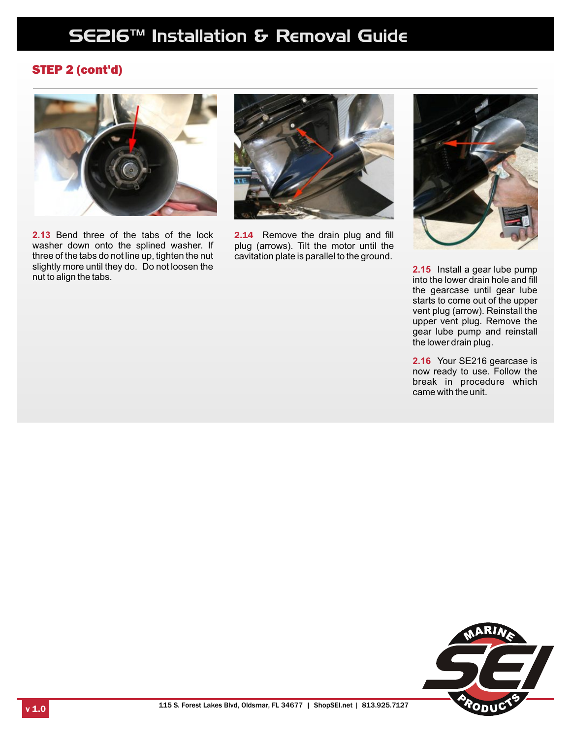## STEP 2 (cont'd)

**2.13** Bend three of the tabs of the lock washer down onto the splined washer. If three of the tabs do not line up, tighten the nut slightly more until they do. Do not loosen the nut to align the tabs.

**2.14** Remove the drain plug and fill plug (arrows). Tilt the motor until the cavitation plate is parallel to the ground.

**2.15** Install a gear lube pump into the lower drain hole and fill the gearcase until gear lube starts to come out of the upper vent plug (arrow). Reinstall the upper vent plug. Remove the gear lube pump and reinstall the lower drain plug.

**2.16** Your SE216 gearcase is now ready to use. Follow the break in procedure which came with the unit.